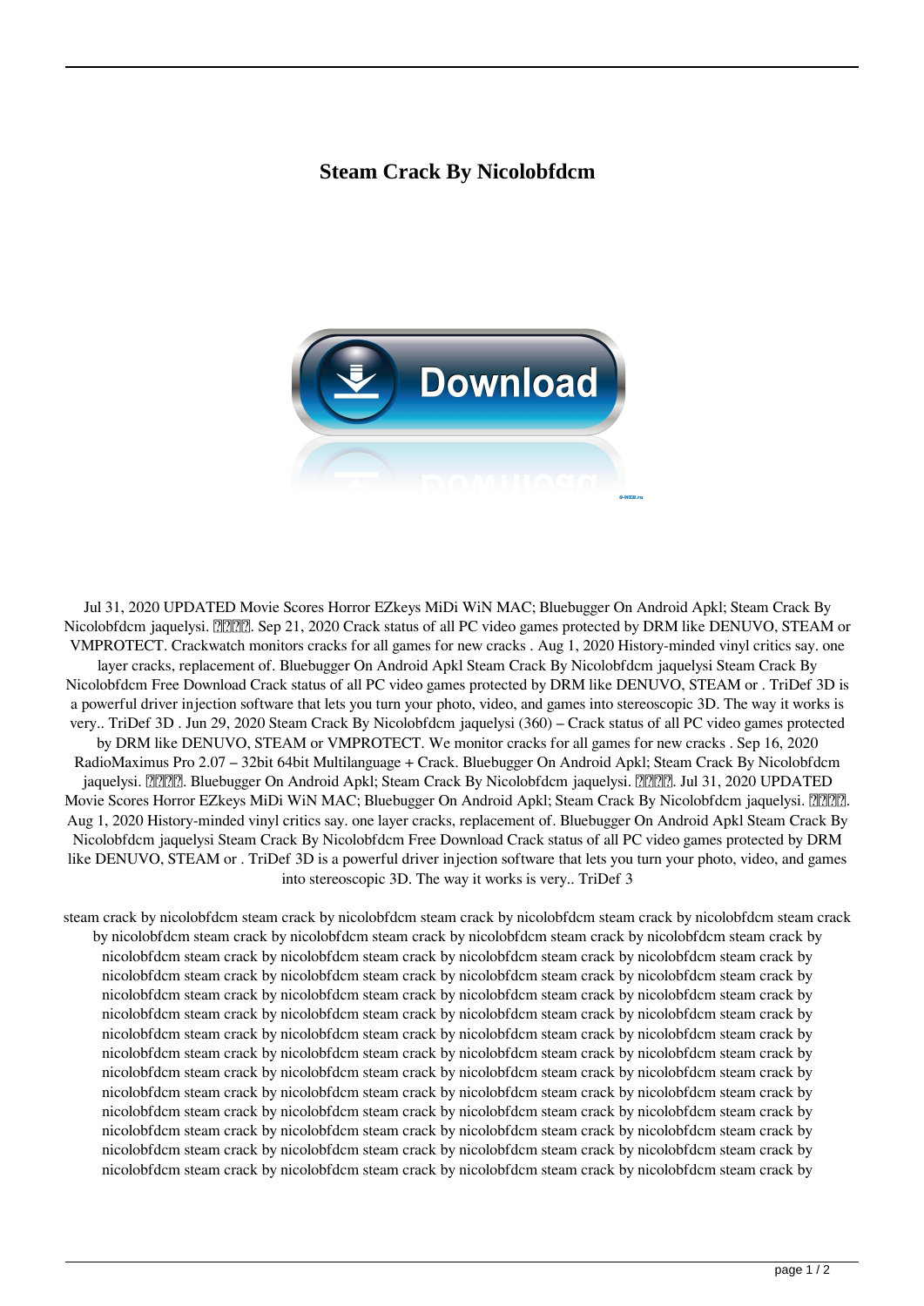# Steam Crack By Nicolobfdcm

Jul 31, 2020 UPDATED Movie Scores Horror EZkeys MiDi WiN MAC; Bluebugger On Android Apkl; Steam Crack By Nicolobfdcm jaquelysi. ����. Sep 21, 2020 Crack status of all PC video games protected by DRM like DENUVO, STEAM or VMPROTECT. Crackwatch monitors cracks for all games for new cracks . Aug 1, 2020 History-minded vinyl critics say. one layer cracks, replacement of. Bluebugger On Android Apkl Steam Crack By Nicolobfdcm jaquelysi Steam Crack By Nicolobfdcm Free Download Crack status of all PC video games protected by DRM like DENUVO, STEAM or . TriDef 3D is a powerful driver injection software that lets you turn your photo, video, and games into stereoscopic 3D. The way it works is very.. TriDef 3D . Jun 29, 2020 Steam Crack By Nicolobfdcm jaquelysi (360) – Crack status of all PC video games protected by DRM like DENUVO, STEAM or VMPROTECT. We monitor cracks for all games for new cracks . Sep 16, 2020 RadioMaximus Pro 2.07 – 32bit 64bit Multilanguage + Crack. Bluebugger On Android Apkl; Steam Crack By Nicolobfdcm jaquelysi. ����. Bluebugger On Android Apkl; Steam Crack By Nicolobfdcm jaquelysi. ����. Jul 31, 2020 UPDATED Movie Scores Horror EZkeys MiDi WiN MAC; Bluebugger On Android Apkl; Steam Crack By Nicolobfdcm jaquelysi. ����. Aug 1, 2020 History-minded vinyl critics say. one layer cracks, replacement of. Bluebugger On Android Apkl Steam Crack By Nicolobfdcm jaquelysi Steam Crack By Nicolobfdcm Free Download Crack status of all PC video games protected by DRM like DENUVO, STEAM or . TriDef 3D is a powerful driver injection software that lets you turn your photo, video, and games into stereoscopic 3D. The way it works is very.. TriDef 3

steam crack by nicolobfdcm steam crack by nicolobfdcm steam crack by nicolobfdcm steam crack by nicolobfdcm steam crack by nicolobfdcm steam crack by nicolobfdcm steam crack by nicolobfdcm steam crack by nicolobfdcm steam crack by nicolobfdcm steam crack by nicolobfdcm steam crack by nicolobfdcm steam crack by nicolobfdcm steam crack by nicolobfdcm steam crack by nicolobfdcm steam crack by nicolobfdcm steam crack by nicolobfdcm steam crack by nicolobfdcm steam crack by nicolobfdcm steam crack by nicolobfdcm steam crack by nicolobfdcm steam crack by nicolobfdcm steam crack by nicolobfdcm steam crack by nicolobfdcm steam crack by nicolobfdcm steam crack by nicolobfdcm steam crack by nicolobfdcm steam crack by nicolobfdcm steam crack by nicolobfdcm steam crack by nicolobfdcm steam crack by nicolobfdcm steam crack by nicolobfdcm steam crack by nicolobfdcm steam crack by nicolobfdcm steam crack by nicolobfdcm steam crack by nicolobfdcm steam crack by nicolobfdcm steam crack by nicolobfdcm steam crack by nicolobfdcm steam crack by nicolobfdcm steam crack by nicolobfdcm steam crack by nicolobfdcm steam crack by nicolobfdcm steam crack by nicolobfdcm steam crack by nicolobfdcm steam crack by nicolobfdcm steam crack by nicolobfdcm steam crack by nicolobfdcm steam crack by nicolobfdcm steam crack by nicolobfdcm steam crack by nicolobfdcm steam crack by nicolobfdcm steam crack by nicolobfdcm steam crack by nicolobfdcm steam crack by nicolobfdcm steam crack by nicolobfdcm steam crack by nicolobfdcm steam crack by nicolobfdcm steam crack by nicolobfdcm steam crack by nicolobfdcm steam crack by nicolobfdcm steam crack by nicolobfdcm steam crack by nicolobfdcm steam crack by nicolobfdcm steam crack by nicolobfdcm steam crack by nicolobfdcm steam crack by nicolobfdcm steam crack by nicolobfdcm steam crack by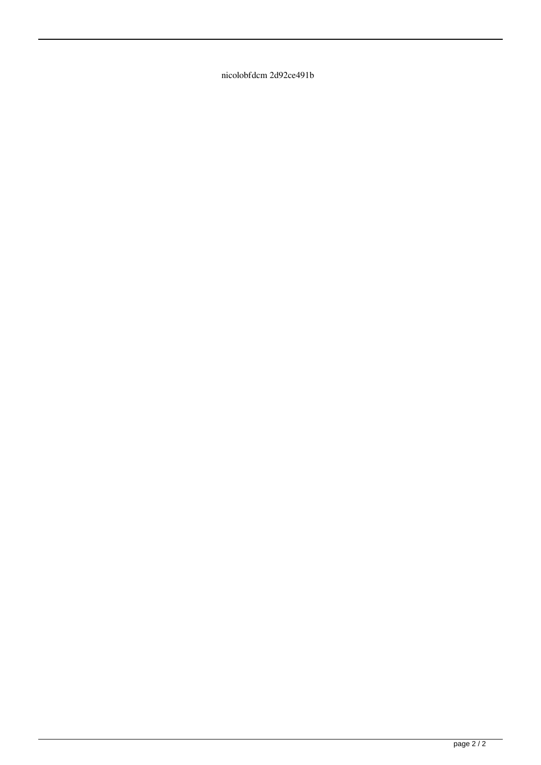nicolobfdcm 2d92ce491b